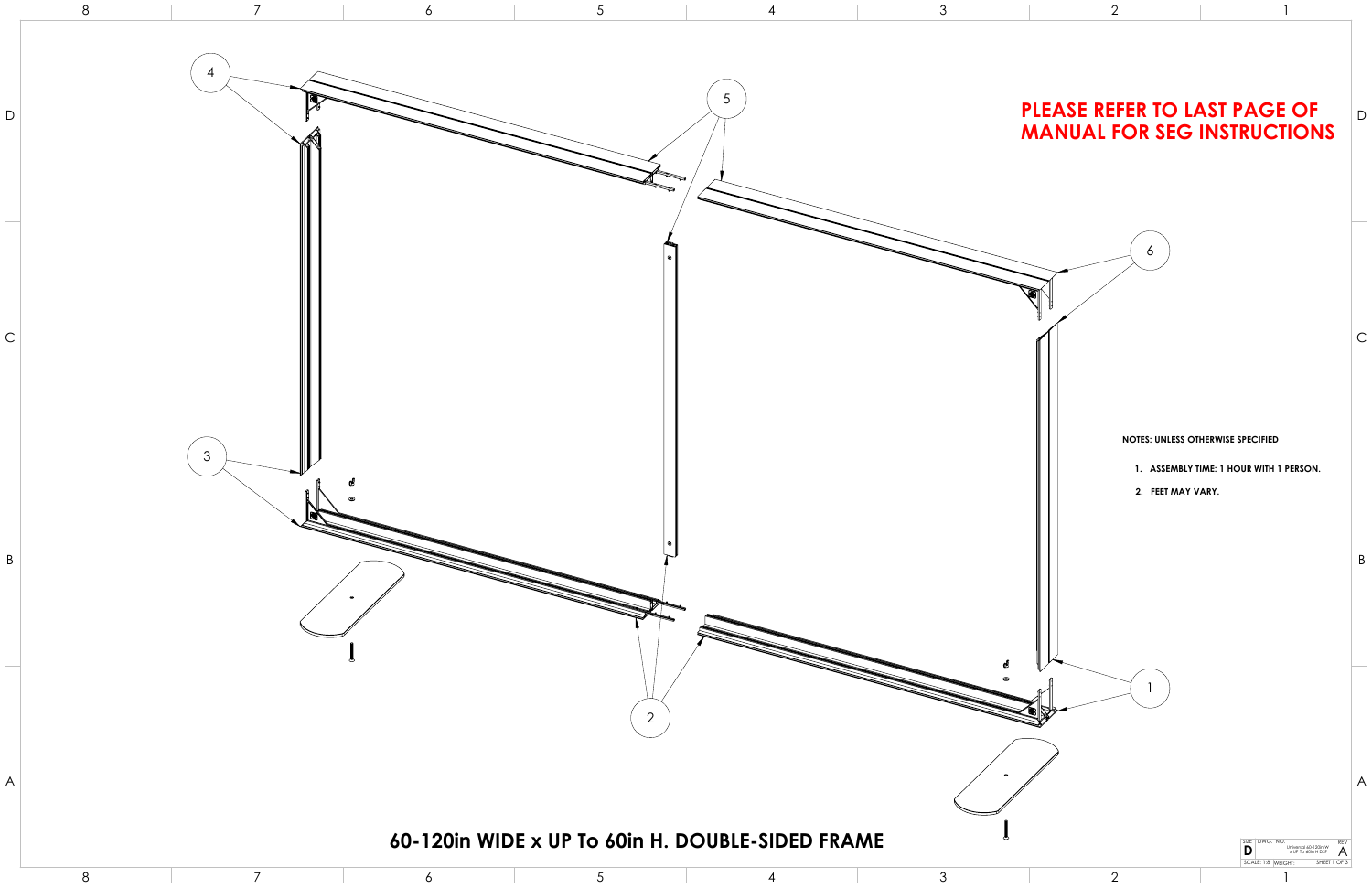**PLEASE REFER TO LAST PAGE OF MANUAL FOR SEG INSTRUCTIONS**

**NOTES: UNLESS OTHERWISE SPECIFIED**

1. **ASSEMBLY TIME: 1 HOUR WITH 1 PERSON.**
2. **FEET MAY VARY.**

# 60-120in WIDE x UP To 60in H. DOUBLE-SIDED FRAME

| SIZE | DWG. NO. | REV |
|---|---|---|
| D | Universal 60-120in W x UP To 60in H DSF | A |
| SCALE: 1:8 | WEIGHT: | SHEET 1 OF 3 |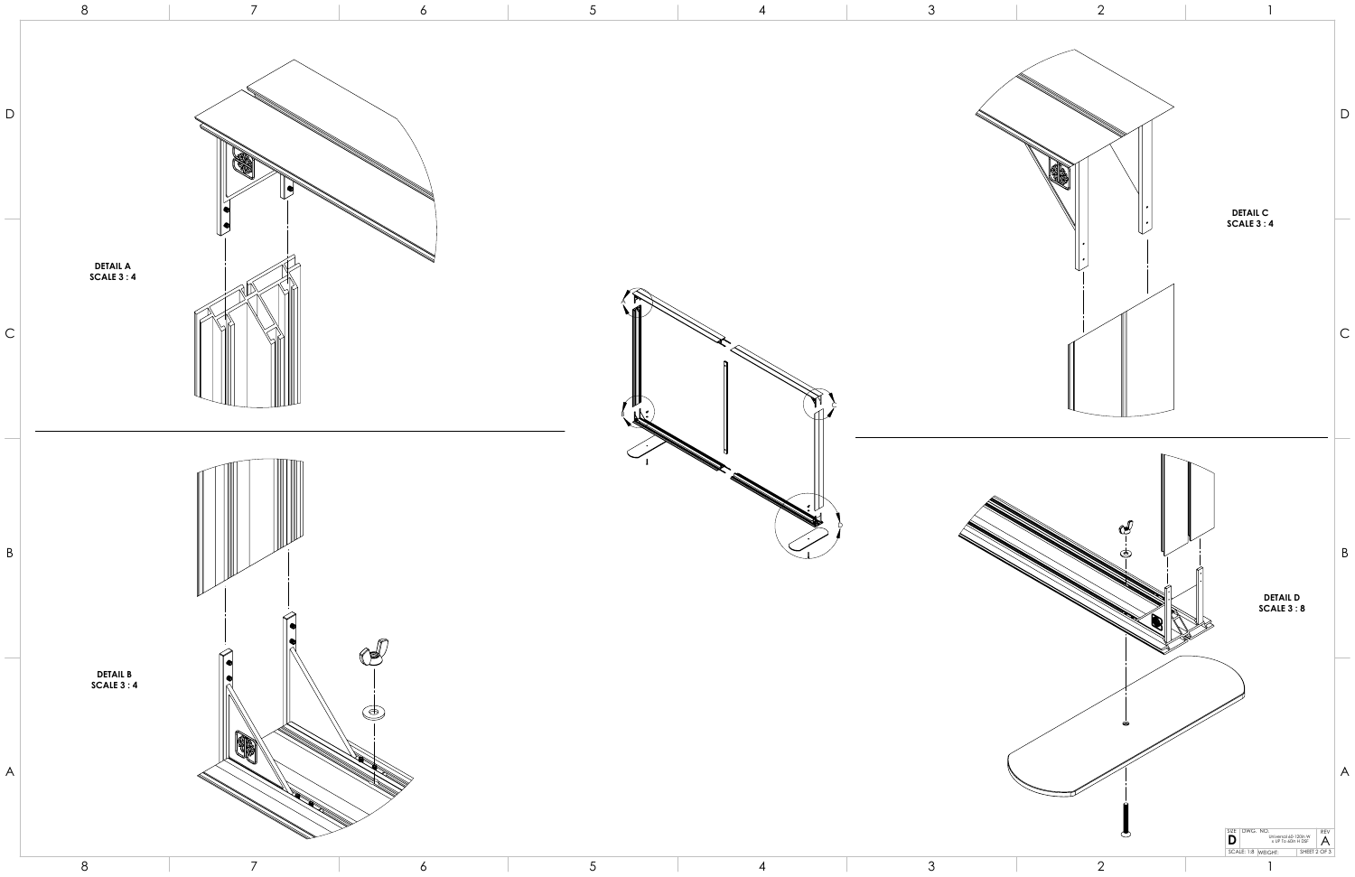**DETAIL A**
**SCALE 3 : 4**

**DETAIL B**
**SCALE 3 : 4**

**DETAIL C**
**SCALE 3 : 4**

**DETAIL D**
**SCALE 3 : 8**

| SIZE | DWG. NO. | REV |
|---|---|---|
| D | Universal 60-120in W x UP To 60in H DSF | A |
| SCALE: 1:8 | WEIGHT: | SHEET 2 OF 3 |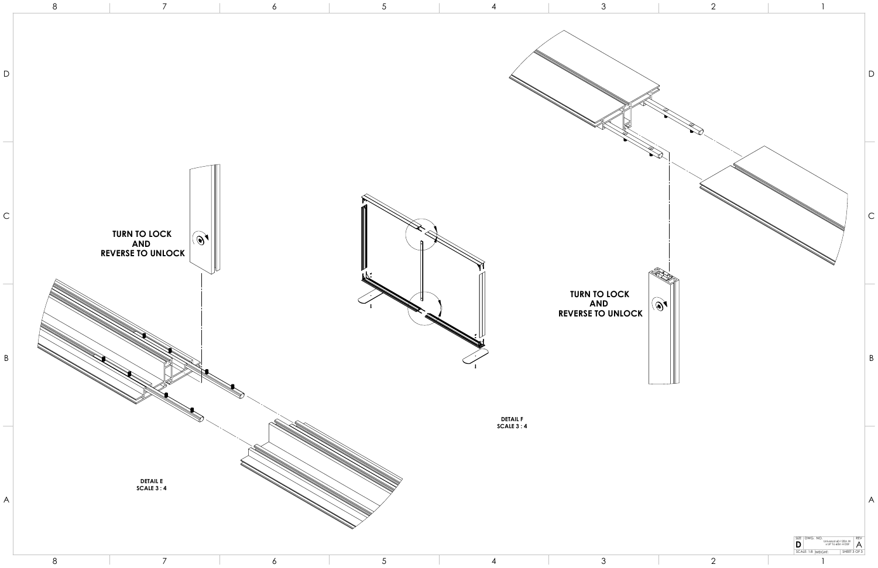TURN TO LOCK
AND
REVERSE TO UNLOCK

TURN TO LOCK
AND
REVERSE TO UNLOCK

DETAIL F
SCALE 3 : 4

DETAIL E
SCALE 3 : 4

| | | | |
|---|---|---|---|
| SIZE D | DWG. NO. Universal 60-120in W x UP To 60in H DSF | | REV A |
| SCALE: 1:8 | WEIGHT: | SHEET 3 OF 3 | |